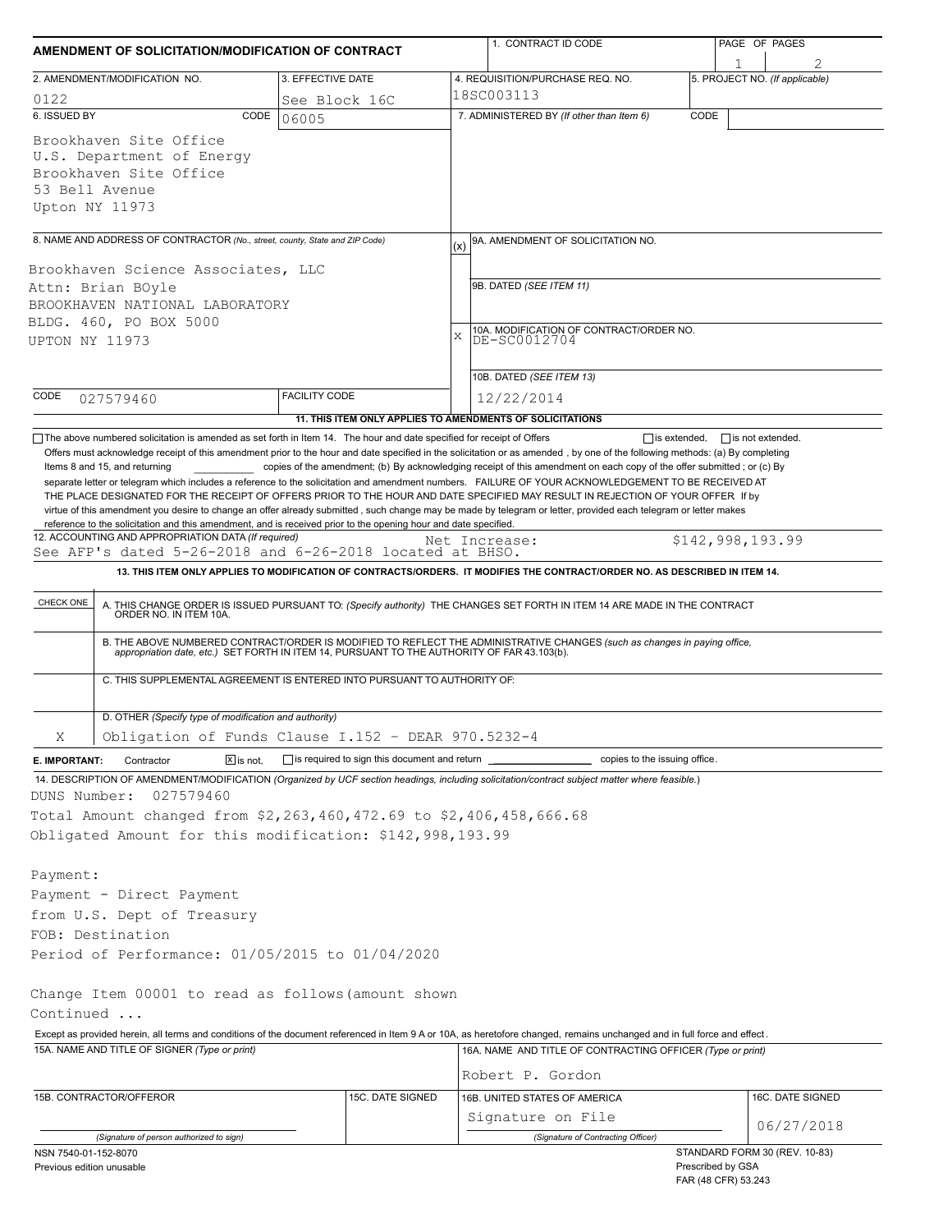# AMENDMENT OF SOLICITATION/MODIFICATION OF CONTRACT

| 1. CONTRACT ID CODE | PAGE OF PAGES |
|---|---|
| | 1 / 2 |

| 2. AMENDMENT/MODIFICATION NO. | 3. EFFECTIVE DATE | 4. REQUISITION/PURCHASE REQ. NO. | 5. PROJECT NO. (If applicable) |
|---|---|---|---|
| 0122 | See Block 16C | 18SC003113 | |

**6. ISSUED BY** CODE 06005

Brookhaven Site Office
U.S. Department of Energy
Brookhaven Site Office
53 Bell Avenue
Upton NY 11973

**7. ADMINISTERED BY** (If other than Item 6) CODE

**8. NAME AND ADDRESS OF CONTRACTOR** (No., street, county, State and ZIP Code)

Brookhaven Science Associates, LLC
Attn: Brian BOyle
BROOKHAVEN NATIONAL LABORATORY
BLDG. 460, PO BOX 5000
UPTON NY 11973

CODE 027579460 FACILITY CODE

(x) 9A. AMENDMENT OF SOLICITATION NO.

9B. DATED (SEE ITEM 11)

X 10A. MODIFICATION OF CONTRACT/ORDER NO.
DE-SC0012704

10B. DATED (SEE ITEM 13)
12/22/2014

**11. THIS ITEM ONLY APPLIES TO AMENDMENTS OF SOLICITATIONS**

☐ The above numbered solicitation is amended as set forth in Item 14. The hour and date specified for receipt of Offers ☐ is extended, ☐ is not extended.

Offers must acknowledge receipt of this amendment prior to the hour and date specified in the solicitation or as amended, by one of the following methods: (a) By completing Items 8 and 15, and returning ____________ copies of the amendment; (b) By acknowledging receipt of this amendment on each copy of the offer submitted ; or (c) By separate letter or telegram which includes a reference to the solicitation and amendment numbers. FAILURE OF YOUR ACKNOWLEDGEMENT TO BE RECEIVED AT THE PLACE DESIGNATED FOR THE RECEIPT OF OFFERS PRIOR TO THE HOUR AND DATE SPECIFIED MAY RESULT IN REJECTION OF YOUR OFFER If by virtue of this amendment you desire to change an offer already submitted , such change may be made by telegram or letter, provided each telegram or letter makes reference to the solicitation and this amendment, and is received prior to the opening hour and date specified.

**12. ACCOUNTING AND APPROPRIATION DATA** (If required)
See AFP's dated 5-26-2018 and 6-26-2018 located at BHSO.
Net Increase: $142,998,193.99

**13. THIS ITEM ONLY APPLIES TO MODIFICATION OF CONTRACTS/ORDERS. IT MODIFIES THE CONTRACT/ORDER NO. AS DESCRIBED IN ITEM 14.**

| CHECK ONE | |
|---|---|
| | A. THIS CHANGE ORDER IS ISSUED PURSUANT TO: (Specify authority) THE CHANGES SET FORTH IN ITEM 14 ARE MADE IN THE CONTRACT ORDER NO. IN ITEM 10A. |
| | B. THE ABOVE NUMBERED CONTRACT/ORDER IS MODIFIED TO REFLECT THE ADMINISTRATIVE CHANGES (such as changes in paying office, appropriation date, etc.) SET FORTH IN ITEM 14, PURSUANT TO THE AUTHORITY OF FAR 43.103(b). |
| | C. THIS SUPPLEMENTAL AGREEMENT IS ENTERED INTO PURSUANT TO AUTHORITY OF: |
| X | D. OTHER (Specify type of modification and authority) Obligation of Funds Clause I.152 - DEAR 970.5232-4 |

**E. IMPORTANT:** Contractor ☒ is not, ☐ is required to sign this document and return ____________ copies to the issuing office.

**14. DESCRIPTION OF AMENDMENT/MODIFICATION** (Organized by UCF section headings, including solicitation/contract subject matter where feasible.)

DUNS Number: 027579460
Total Amount changed from $2,263,460,472.69 to $2,406,458,666.68
Obligated Amount for this modification: $142,998,193.99

Payment:
Payment - Direct Payment
from U.S. Dept of Treasury
FOB: Destination
Period of Performance: 01/05/2015 to 01/04/2020

Change Item 00001 to read as follows(amount shown
Continued ...

Except as provided herein, all terms and conditions of the document referenced in Item 9 A or 10A, as heretofore changed, remains unchanged and in full force and effect.

| 15A. NAME AND TITLE OF SIGNER (Type or print) | | 16A. NAME AND TITLE OF CONTRACTING OFFICER (Type or print) | |
|---|---|---|---|
| | | Robert P. Gordon | |
| 15B. CONTRACTOR/OFFEROR | 15C. DATE SIGNED | 16B. UNITED STATES OF AMERICA | 16C. DATE SIGNED |
| (Signature of person authorized to sign) | | Signature on File (Signature of Contracting Officer) | 06/27/2018 |

NSN 7540-01-152-8070
Previous edition unusable

STANDARD FORM 30 (REV. 10-83)
Prescribed by GSA
FAR (48 CFR) 53.243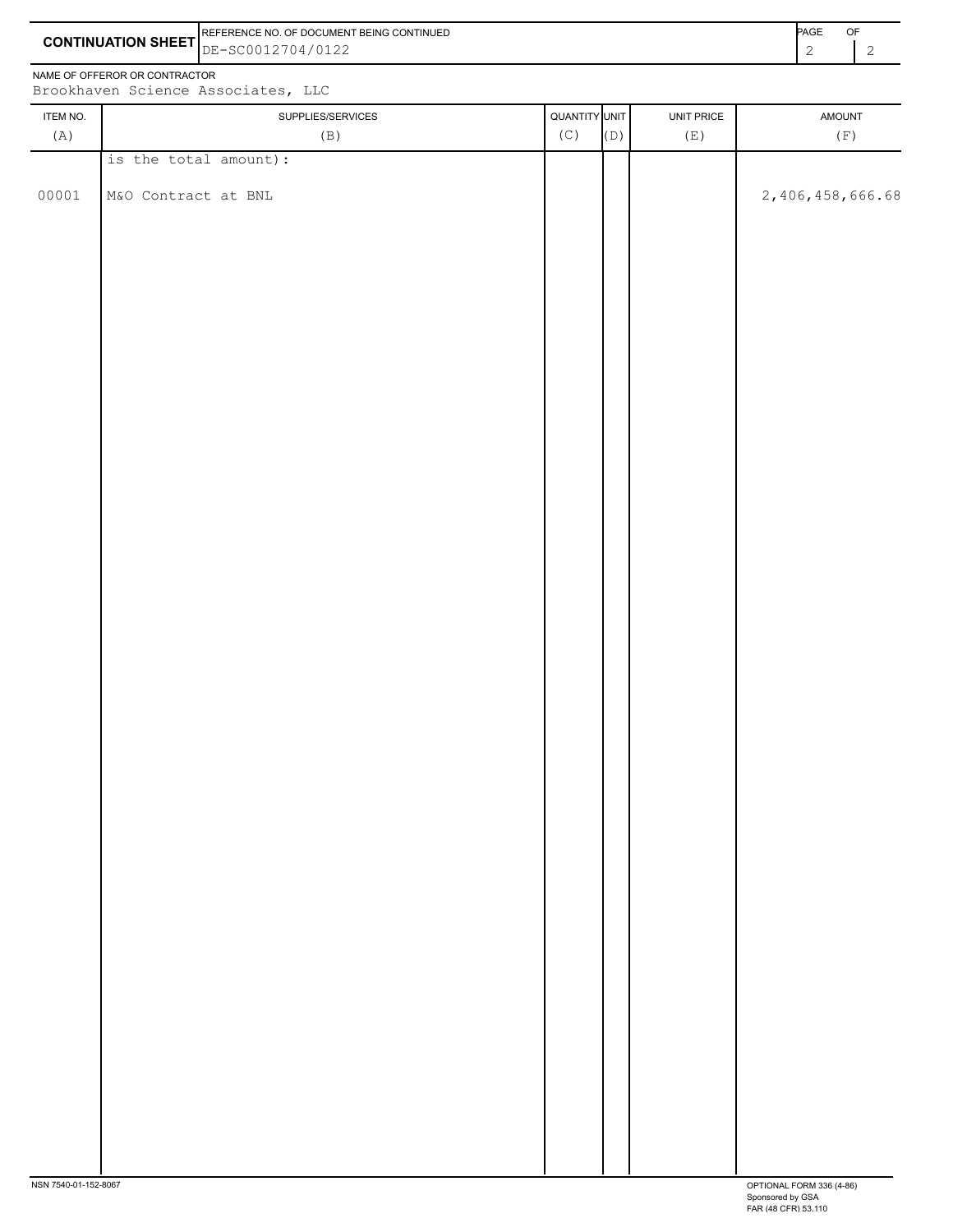**CONTINUATION SHEET**

REFERENCE NO. OF DOCUMENT BEING CONTINUED: DE-SC0012704/0122

NAME OF OFFEROR OR CONTRACTOR: Brookhaven Science Associates, LLC

| ITEM NO. (A) | SUPPLIES/SERVICES (B) | QUANTITY (C) | UNIT (D) | UNIT PRICE (E) | AMOUNT (F) |
|---|---|---|---|---|---|
| | is the total amount): | | | | |
| 00001 | M&O Contract at BNL | | | | 2,406,458,666.68 |

NSN 7540-01-152-8067

OPTIONAL FORM 336 (4-86)
Sponsored by GSA
FAR (48 CFR) 53.110